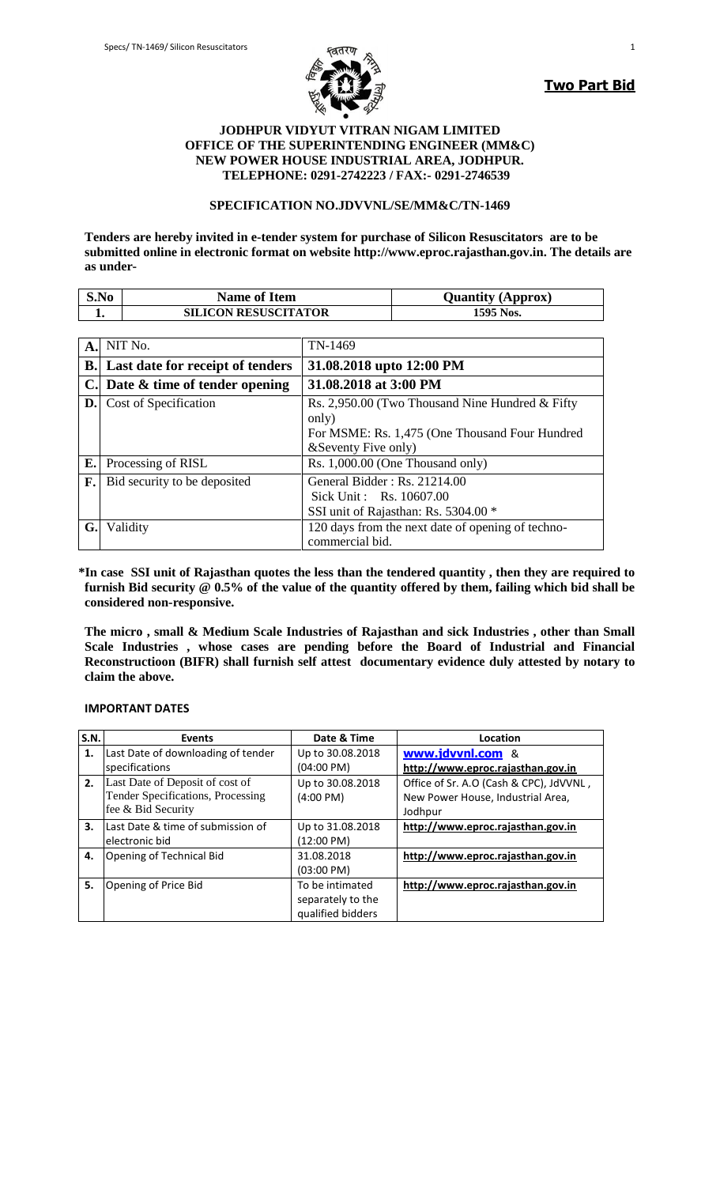**Two Part Bid**

**JODHPUR VIDYUT VITRAN NIGAM LIMITED**
**OFFICE OF THE SUPERINTENDING ENGINEER (MM&C)**
**NEW POWER HOUSE INDUSTRIAL AREA, JODHPUR.**
**TELEPHONE: 0291-2742223 / FAX:- 0291-2746539**

**SPECIFICATION NO.JDVVNL/SE/MM&C/TN-1469**

**Tenders are hereby invited in e-tender system for purchase of Silicon Resuscitators are to be submitted online in electronic format on website http://www.eproc.rajasthan.gov.in. The details are as under-**

| S.No | Name of Item | Quantity (Approx) |
|---|---|---|
| 1. | SILICON RESUSCITATOR | 1595 Nos. |

| | | |
|---|---|---|
| A. | NIT No. | TN-1469 |
| B. | **Last date for receipt of tenders** | **31.08.2018 upto 12:00 PM** |
| C. | **Date & time of tender opening** | **31.08.2018 at 3:00 PM** |
| D. | Cost of Specification | Rs. 2,950.00 (Two Thousand Nine Hundred & Fifty only)<br>For MSME: Rs. 1,475 (One Thousand Four Hundred &Seventy Five only) |
| E. | Processing of RISL | Rs. 1,000.00 (One Thousand only) |
| F. | Bid security to be deposited | General Bidder : Rs. 21214.00<br>Sick Unit : Rs. 10607.00<br>SSI unit of Rajasthan: Rs. 5304.00 * |
| G. | Validity | 120 days from the next date of opening of techno-commercial bid. |

**\*In case SSI unit of Rajasthan quotes the less than the tendered quantity , then they are required to furnish Bid security @ 0.5% of the value of the quantity offered by them, failing which bid shall be considered non-responsive.**

**The micro , small & Medium Scale Industries of Rajasthan and sick Industries , other than Small Scale Industries , whose cases are pending before the Board of Industrial and Financial Reconstructioon (BIFR) shall furnish self attest documentary evidence duly attested by notary to claim the above.**

**IMPORTANT DATES**

| S.N. | Events | Date & Time | Location |
|---|---|---|---|
| 1. | Last Date of downloading of tender specifications | Up to 30.08.2018 (04:00 PM) | **www.jdvvnl.com** & **http://www.eproc.rajasthan.gov.in** |
| 2. | Last Date of Deposit of cost of Tender Specifications, Processing fee & Bid Security | Up to 30.08.2018 (4:00 PM) | Office of Sr. A.O (Cash & CPC), JdVVNL , New Power House, Industrial Area, Jodhpur |
| 3. | Last Date & time of submission of electronic bid | Up to 31.08.2018 (12:00 PM) | **http://www.eproc.rajasthan.gov.in** |
| 4. | Opening of Technical Bid | 31.08.2018 (03:00 PM) | **http://www.eproc.rajasthan.gov.in** |
| 5. | Opening of Price Bid | To be intimated separately to the qualified bidders | **http://www.eproc.rajasthan.gov.in** |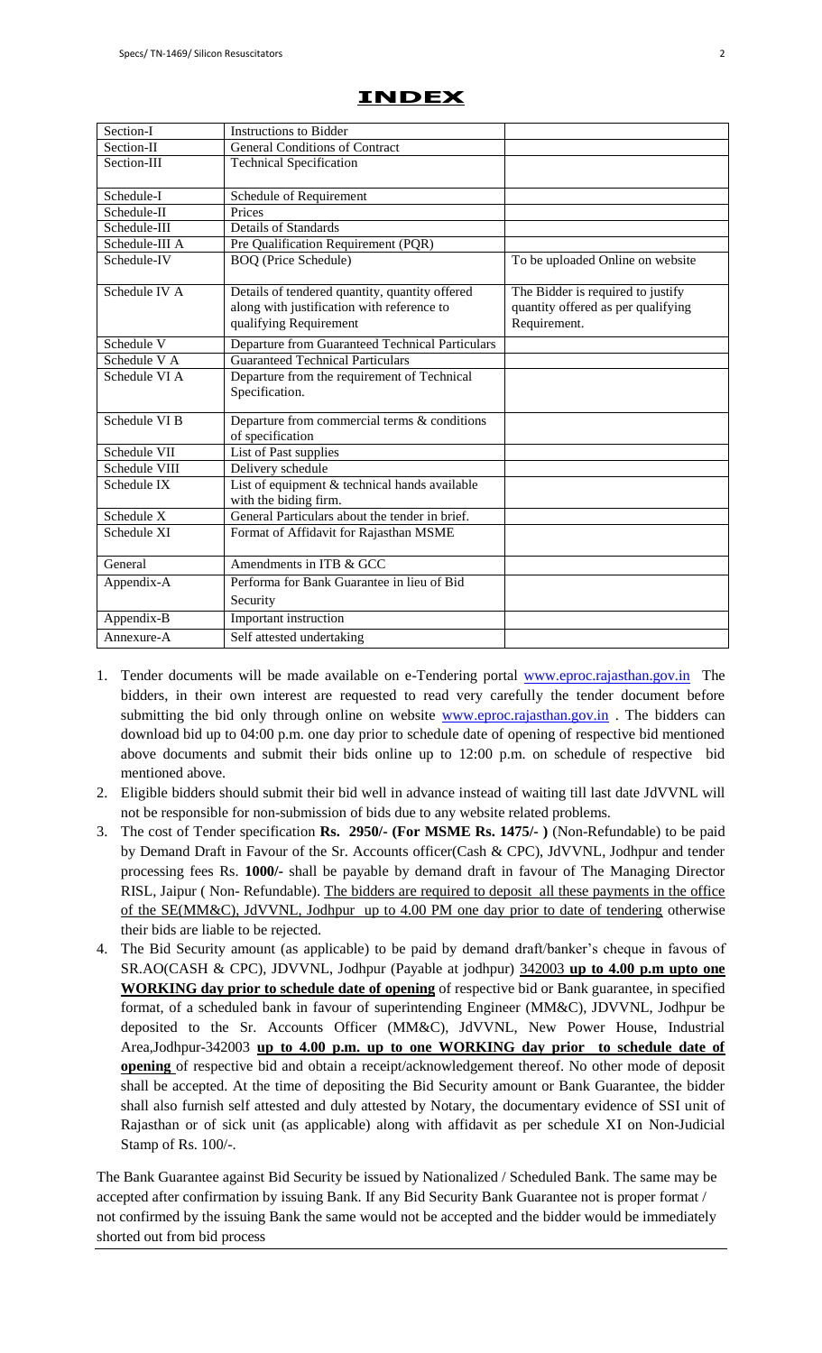# INDEX

| Section-I | Instructions to Bidder | |
|---|---|---|
| Section-II | General Conditions of Contract | |
| Section-III | Technical Specification | |
| Schedule-I | Schedule of Requirement | |
| Schedule-II | Prices | |
| Schedule-III | Details of Standards | |
| Schedule-III A | Pre Qualification Requirement (PQR) | |
| Schedule-IV | BOQ (Price Schedule) | To be uploaded Online on website |
| Schedule IV A | Details of tendered quantity, quantity offered along with justification with reference to qualifying Requirement | The Bidder is required to justify quantity offered as per qualifying Requirement. |
| Schedule V | Departure from Guaranteed Technical Particulars | |
| Schedule V A | Guaranteed Technical Particulars | |
| Schedule VI A | Departure from the requirement of Technical Specification. | |
| Schedule VI B | Departure from commercial terms & conditions of specification | |
| Schedule VII | List of Past supplies | |
| Schedule VIII | Delivery schedule | |
| Schedule IX | List of equipment & technical hands available with the biding firm. | |
| Schedule X | General Particulars about the tender in brief. | |
| Schedule XI | Format of Affidavit for Rajasthan MSME | |
| General | Amendments in ITB & GCC | |
| Appendix-A | Performa for Bank Guarantee in lieu of Bid Security | |
| Appendix-B | Important instruction | |
| Annexure-A | Self attested undertaking | |

1. Tender documents will be made available on e-Tendering portal www.eproc.rajasthan.gov.in The bidders, in their own interest are requested to read very carefully the tender document before submitting the bid only through online on website www.eproc.rajasthan.gov.in . The bidders can download bid up to 04:00 p.m. one day prior to schedule date of opening of respective bid mentioned above documents and submit their bids online up to 12:00 p.m. on schedule of respective bid mentioned above.
2. Eligible bidders should submit their bid well in advance instead of waiting till last date JdVVNL will not be responsible for non-submission of bids due to any website related problems.
3. The cost of Tender specification **Rs. 2950/- (For MSME Rs. 1475/- )** (Non-Refundable) to be paid by Demand Draft in Favour of the Sr. Accounts officer(Cash & CPC), JdVVNL, Jodhpur and tender processing fees Rs. **1000/-** shall be payable by demand draft in favour of The Managing Director RISL, Jaipur ( Non- Refundable). The bidders are required to deposit all these payments in the office of the SE(MM&C), JdVVNL, Jodhpur up to 4.00 PM one day prior to date of tendering otherwise their bids are liable to be rejected.
4. The Bid Security amount (as applicable) to be paid by demand draft/banker's cheque in favous of SR.AO(CASH & CPC), JDVVNL, Jodhpur (Payable at jodhpur) 342003 **up to 4.00 p.m upto one WORKING day prior to schedule date of opening** of respective bid or Bank guarantee, in specified format, of a scheduled bank in favour of superintending Engineer (MM&C), JDVVNL, Jodhpur be deposited to the Sr. Accounts Officer (MM&C), JdVVNL, New Power House, Industrial Area,Jodhpur-342003 **up to 4.00 p.m. up to one WORKING day prior to schedule date of opening** of respective bid and obtain a receipt/acknowledgement thereof. No other mode of deposit shall be accepted. At the time of depositing the Bid Security amount or Bank Guarantee, the bidder shall also furnish self attested and duly attested by Notary, the documentary evidence of SSI unit of Rajasthan or of sick unit (as applicable) along with affidavit as per schedule XI on Non-Judicial Stamp of Rs. 100/-.

The Bank Guarantee against Bid Security be issued by Nationalized / Scheduled Bank. The same may be accepted after confirmation by issuing Bank. If any Bid Security Bank Guarantee not is proper format / not confirmed by the issuing Bank the same would not be accepted and the bidder would be immediately shorted out from bid process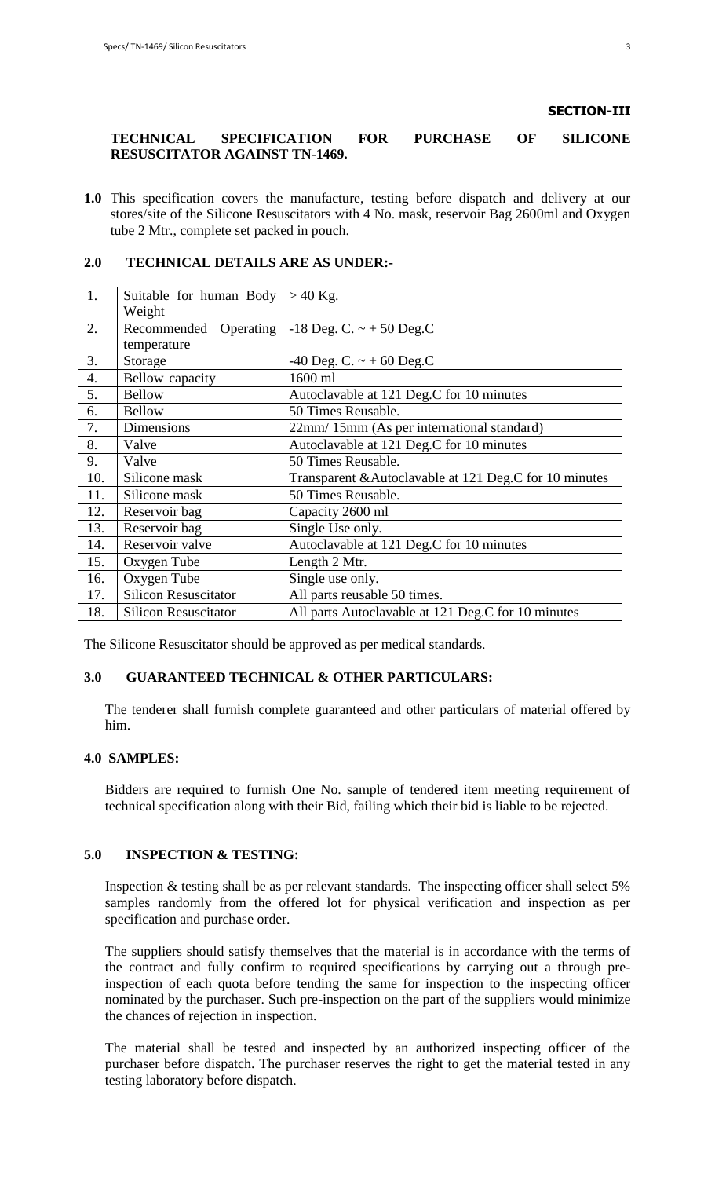**SECTION-III**

## TECHNICAL SPECIFICATION FOR PURCHASE OF SILICONE RESUSCITATOR AGAINST TN-1469.

**1.0** This specification covers the manufacture, testing before dispatch and delivery at our stores/site of the Silicone Resuscitators with 4 No. mask, reservoir Bag 2600ml and Oxygen tube 2 Mtr., complete set packed in pouch.

### 2.0 TECHNICAL DETAILS ARE AS UNDER:-

| | | |
|---|---|---|
| 1. | Suitable for human Body Weight | > 40 Kg. |
| 2. | Recommended Operating temperature | -18 Deg. C. ~ + 50 Deg.C |
| 3. | Storage | -40 Deg. C. ~ + 60 Deg.C |
| 4. | Bellow capacity | 1600 ml |
| 5. | Bellow | Autoclavable at 121 Deg.C for 10 minutes |
| 6. | Bellow | 50 Times Reusable. |
| 7. | Dimensions | 22mm/ 15mm (As per international standard) |
| 8. | Valve | Autoclavable at 121 Deg.C for 10 minutes |
| 9. | Valve | 50 Times Reusable. |
| 10. | Silicone mask | Transparent &Autoclavable at 121 Deg.C for 10 minutes |
| 11. | Silicone mask | 50 Times Reusable. |
| 12. | Reservoir bag | Capacity 2600 ml |
| 13. | Reservoir bag | Single Use only. |
| 14. | Reservoir valve | Autoclavable at 121 Deg.C for 10 minutes |
| 15. | Oxygen Tube | Length 2 Mtr. |
| 16. | Oxygen Tube | Single use only. |
| 17. | Silicon Resuscitator | All parts reusable 50 times. |
| 18. | Silicon Resuscitator | All parts Autoclavable at 121 Deg.C for 10 minutes |

The Silicone Resuscitator should be approved as per medical standards.

### 3.0 GUARANTEED TECHNICAL & OTHER PARTICULARS:

The tenderer shall furnish complete guaranteed and other particulars of material offered by him.

### 4.0 SAMPLES:

Bidders are required to furnish One No. sample of tendered item meeting requirement of technical specification along with their Bid, failing which their bid is liable to be rejected.

### 5.0 INSPECTION & TESTING:

Inspection & testing shall be as per relevant standards. The inspecting officer shall select 5% samples randomly from the offered lot for physical verification and inspection as per specification and purchase order.

The suppliers should satisfy themselves that the material is in accordance with the terms of the contract and fully confirm to required specifications by carrying out a through pre-inspection of each quota before tending the same for inspection to the inspecting officer nominated by the purchaser. Such pre-inspection on the part of the suppliers would minimize the chances of rejection in inspection.

The material shall be tested and inspected by an authorized inspecting officer of the purchaser before dispatch. The purchaser reserves the right to get the material tested in any testing laboratory before dispatch.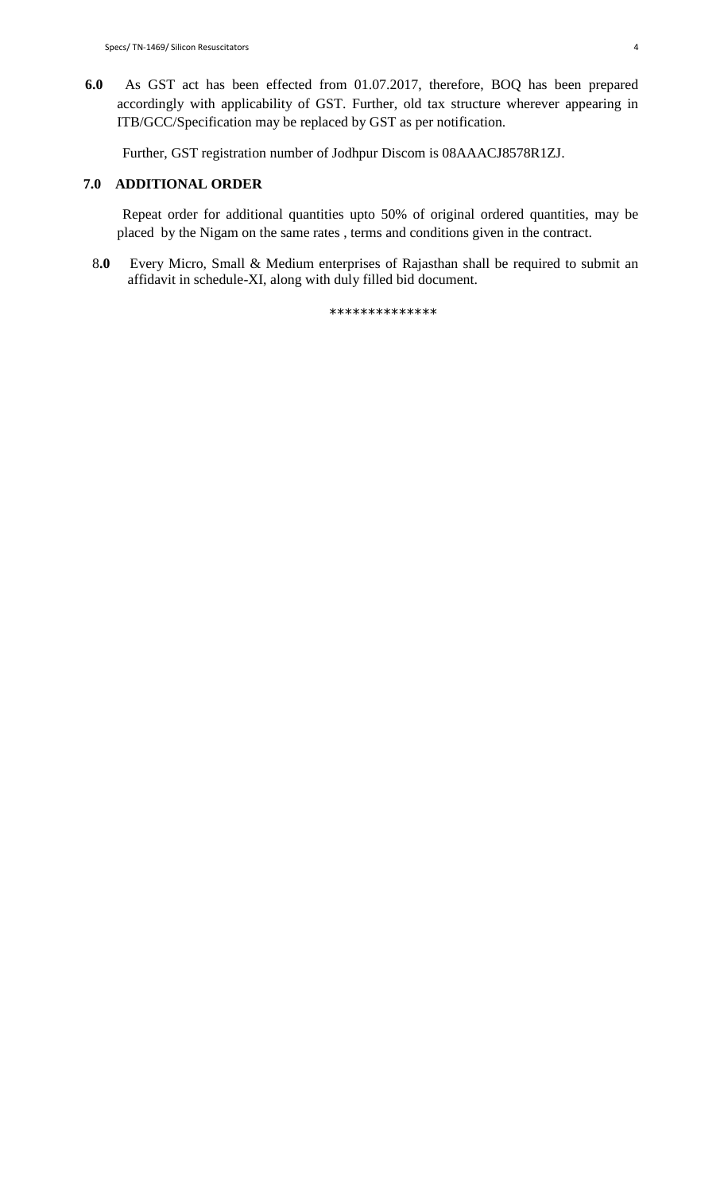**6.0** As GST act has been effected from 01.07.2017, therefore, BOQ has been prepared accordingly with applicability of GST. Further, old tax structure wherever appearing in ITB/GCC/Specification may be replaced by GST as per notification.

Further, GST registration number of Jodhpur Discom is 08AAACJ8578R1ZJ.

**7.0 ADDITIONAL ORDER**

Repeat order for additional quantities upto 50% of original ordered quantities, may be placed by the Nigam on the same rates , terms and conditions given in the contract.

8**.0** Every Micro, Small & Medium enterprises of Rajasthan shall be required to submit an affidavit in schedule-XI, along with duly filled bid document.

**************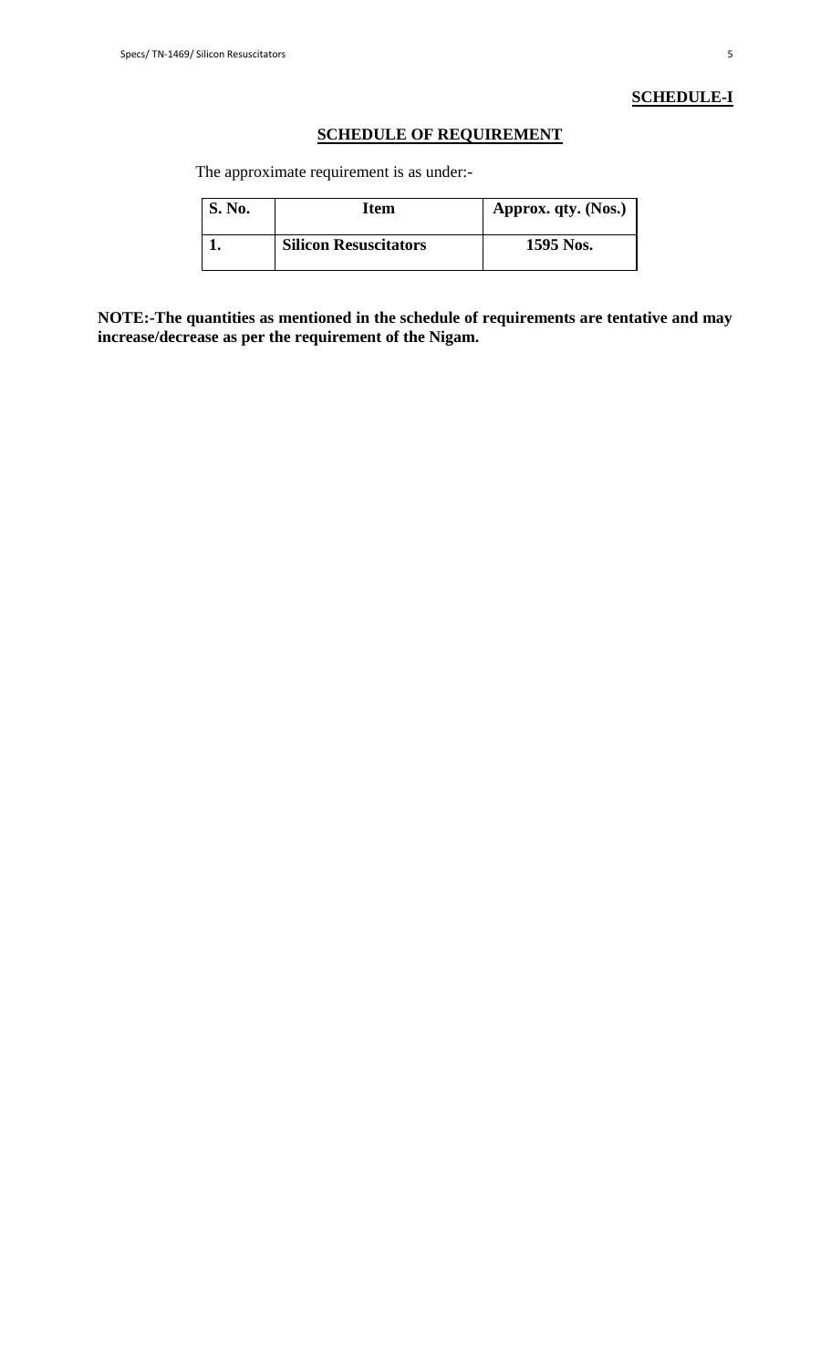**SCHEDULE-I**

## SCHEDULE OF REQUIREMENT

The approximate requirement is as under:-

| S. No. | Item | Approx. qty. (Nos.) |
|---|---|---|
| 1. | Silicon Resuscitators | 1595 Nos. |

**NOTE:-The quantities as mentioned in the schedule of requirements are tentative and may increase/decrease as per the requirement of the Nigam.**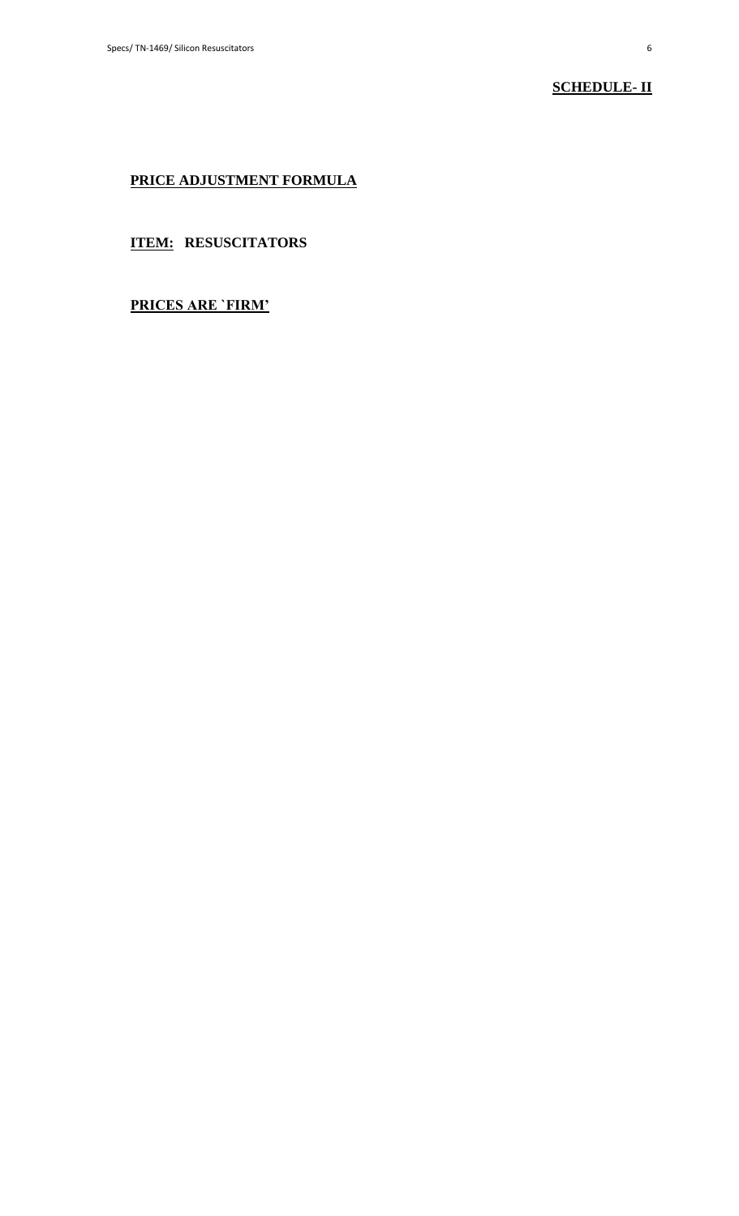**SCHEDULE- II**

**PRICE ADJUSTMENT FORMULA**

**ITEM: RESUSCITATORS**

**PRICES ARE `FIRM'**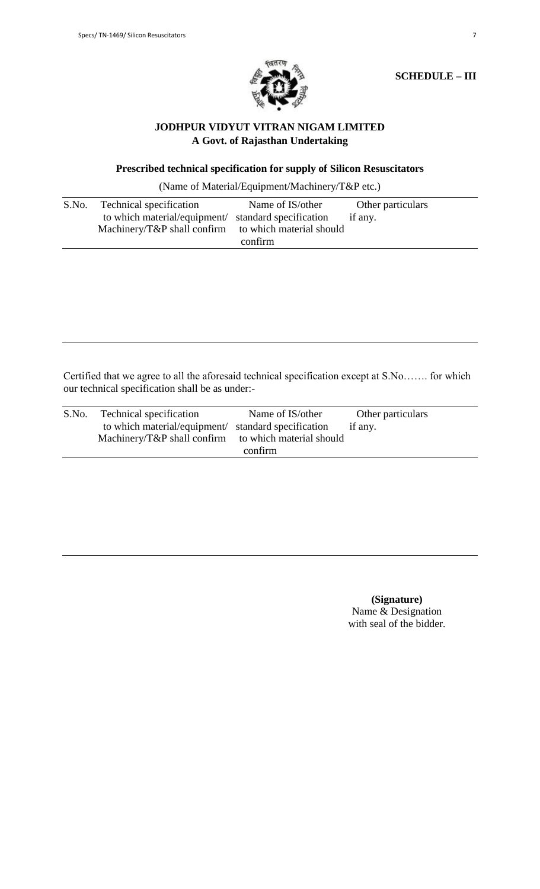**SCHEDULE – III**

**JODHPUR VIDYUT VITRAN NIGAM LIMITED**
**A Govt. of Rajasthan Undertaking**

**Prescribed technical specification for supply of Silicon Resuscitators**

(Name of Material/Equipment/Machinery/T&P etc.)

| S.No. | Technical specification to which material/equipment/ Machinery/T&P shall confirm | Name of IS/other standard specification to which material should confirm | Other particulars if any. |
|---|---|---|---|
| | | | |

Certified that we agree to all the aforesaid technical specification except at S.No……. for which our technical specification shall be as under:-

| S.No. | Technical specification to which material/equipment/ Machinery/T&P shall confirm | Name of IS/other standard specification to which material should confirm | Other particulars if any. |
|---|---|---|---|
| | | | |

**(Signature)**
Name & Designation
with seal of the bidder.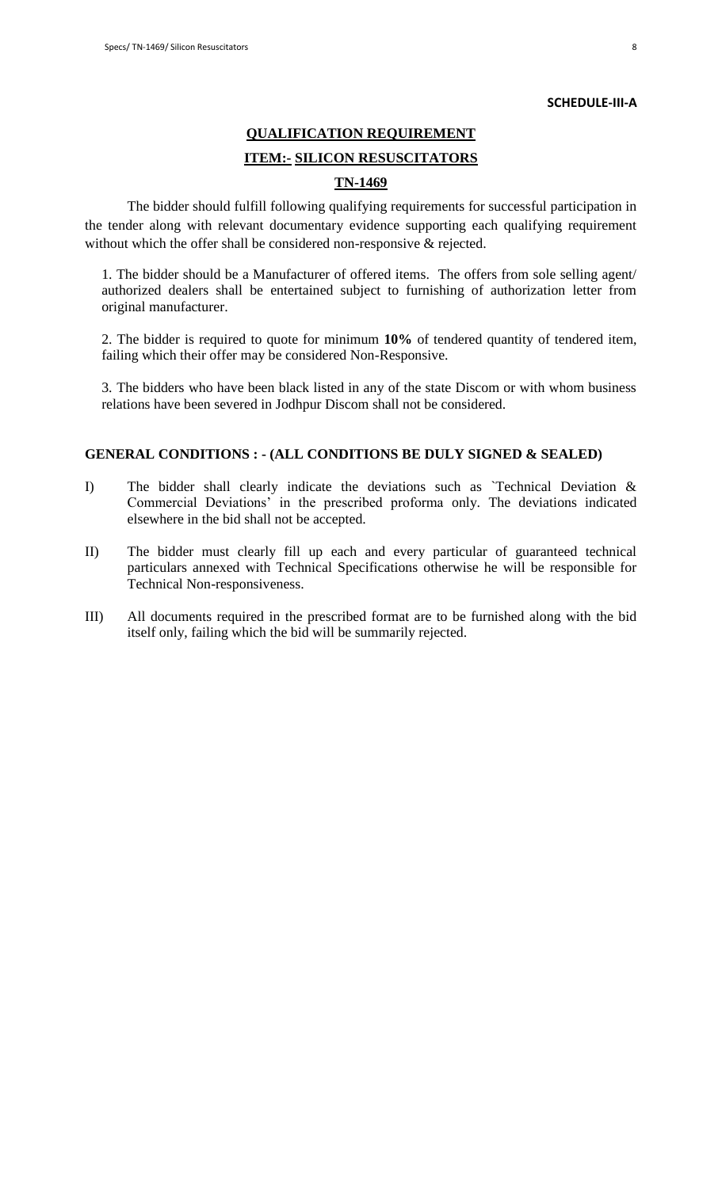**SCHEDULE-III-A**

## QUALIFICATION REQUIREMENT

## ITEM:- SILICON RESUSCITATORS

## TN-1469

The bidder should fulfill following qualifying requirements for successful participation in the tender along with relevant documentary evidence supporting each qualifying requirement without which the offer shall be considered non-responsive & rejected.

1. The bidder should be a Manufacturer of offered items. The offers from sole selling agent/ authorized dealers shall be entertained subject to furnishing of authorization letter from original manufacturer.

2. The bidder is required to quote for minimum **10%** of tendered quantity of tendered item, failing which their offer may be considered Non-Responsive.

3. The bidders who have been black listed in any of the state Discom or with whom business relations have been severed in Jodhpur Discom shall not be considered.

**GENERAL CONDITIONS : - (ALL CONDITIONS BE DULY SIGNED & SEALED)**

I) The bidder shall clearly indicate the deviations such as `Technical Deviation & Commercial Deviations' in the prescribed proforma only. The deviations indicated elsewhere in the bid shall not be accepted.

II) The bidder must clearly fill up each and every particular of guaranteed technical particulars annexed with Technical Specifications otherwise he will be responsible for Technical Non-responsiveness.

III) All documents required in the prescribed format are to be furnished along with the bid itself only, failing which the bid will be summarily rejected.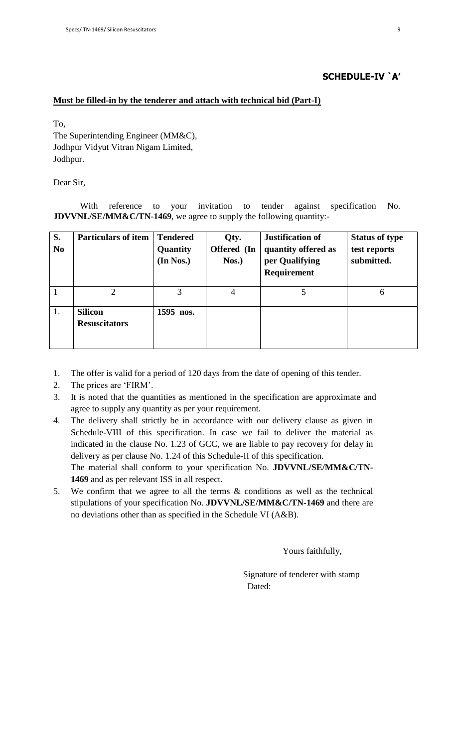## SCHEDULE-IV `A'

**Must be filled-in by the tenderer and attach with technical bid (Part-I)**

To,
The Superintending Engineer (MM&C),
Jodhpur Vidyut Vitran Nigam Limited,
Jodhpur.

Dear Sir,

With reference to your invitation to tender against specification No. **JDVVNL/SE/MM&C/TN-1469**, we agree to supply the following quantity:-

| S. No | Particulars of item | Tendered Quantity (In Nos.) | Qty. Offered (In Nos.) | Justification of quantity offered as per Qualifying Requirement | Status of type test reports submitted. |
|---|---|---|---|---|---|
| 1 | 2 | 3 | 4 | 5 | 6 |
| 1. | **Silicon Resuscitators** | **1595 nos.** | | | |

1. The offer is valid for a period of 120 days from the date of opening of this tender.
2. The prices are 'FIRM'.
3. It is noted that the quantities as mentioned in the specification are approximate and agree to supply any quantity as per your requirement.
4. The delivery shall strictly be in accordance with our delivery clause as given in Schedule-VIII of this specification. In case we fail to deliver the material as indicated in the clause No. 1.23 of GCC, we are liable to pay recovery for delay in delivery as per clause No. 1.24 of this Schedule-II of this specification.
   The material shall conform to your specification No. **JDVVNL/SE/MM&C/TN-1469** and as per relevant ISS in all respect.
5. We confirm that we agree to all the terms & conditions as well as the technical stipulations of your specification No. **JDVVNL/SE/MM&C/TN-1469** and there are no deviations other than as specified in the Schedule VI (A&B).

Yours faithfully,

Signature of tenderer with stamp
Dated: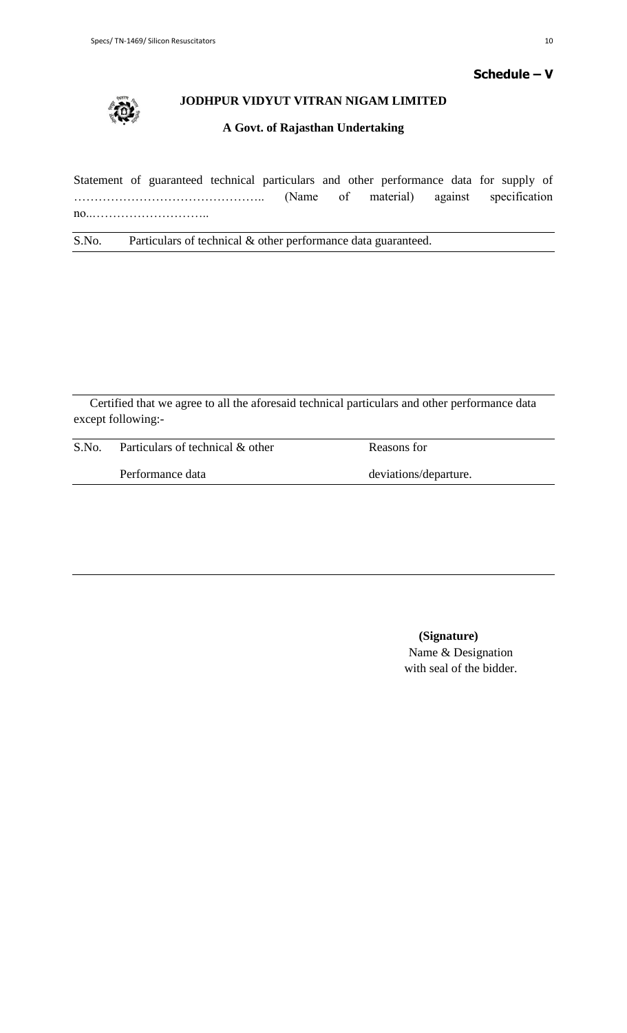**Schedule – V**

**JODHPUR VIDYUT VITRAN NIGAM LIMITED**

**A Govt. of Rajasthan Undertaking**

Statement of guaranteed technical particulars and other performance data for supply of ……………………………………….. (Name of material) against specification no..………………………..

| S.No. | Particulars of technical & other performance data guaranteed. |
|---|---|
| | |

Certified that we agree to all the aforesaid technical particulars and other performance data except following:-

| S.No. | Particulars of technical & other Performance data | Reasons for deviations/departure. |
|---|---|---|
| | | |

**(Signature)**
Name & Designation
with seal of the bidder.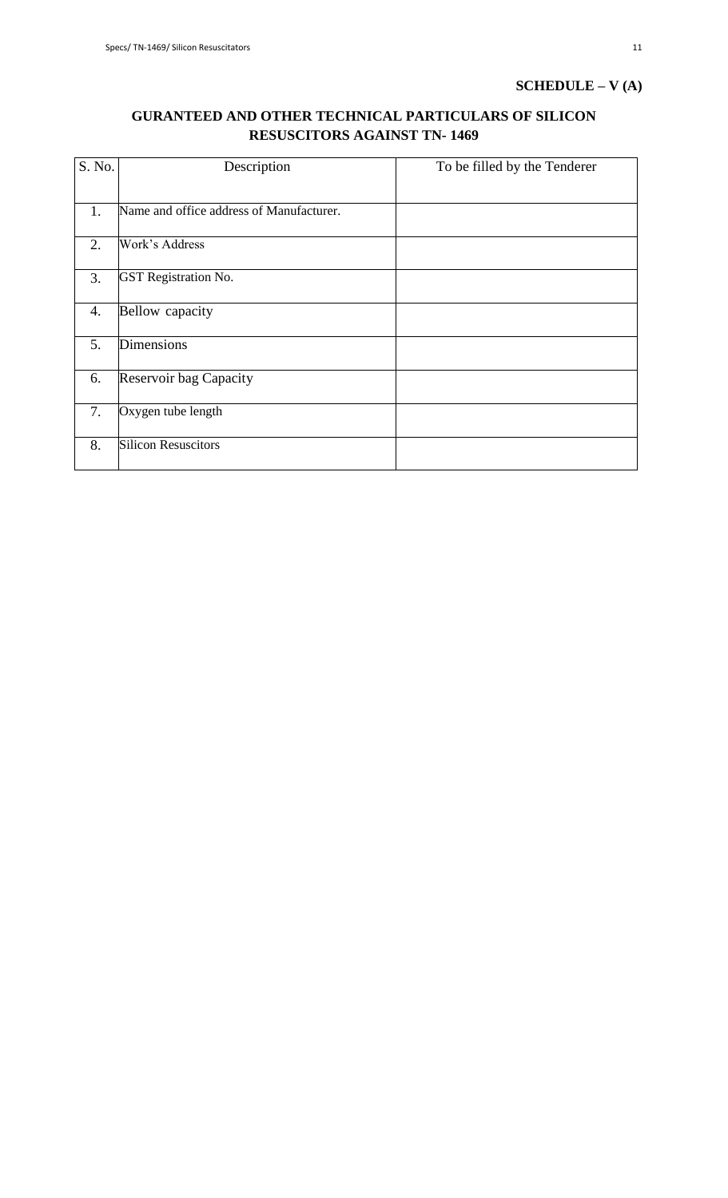**SCHEDULE – V (A)**

## GURANTEED AND OTHER TECHNICAL PARTICULARS OF SILICON RESUSCITORS AGAINST TN- 1469

| S. No. | Description | To be filled by the Tenderer |
|---|---|---|
| 1. | Name and office address of Manufacturer. | |
| 2. | Work's Address | |
| 3. | GST Registration No. | |
| 4. | Bellow capacity | |
| 5. | Dimensions | |
| 6. | Reservoir bag Capacity | |
| 7. | Oxygen tube length | |
| 8. | Silicon Resuscitors | |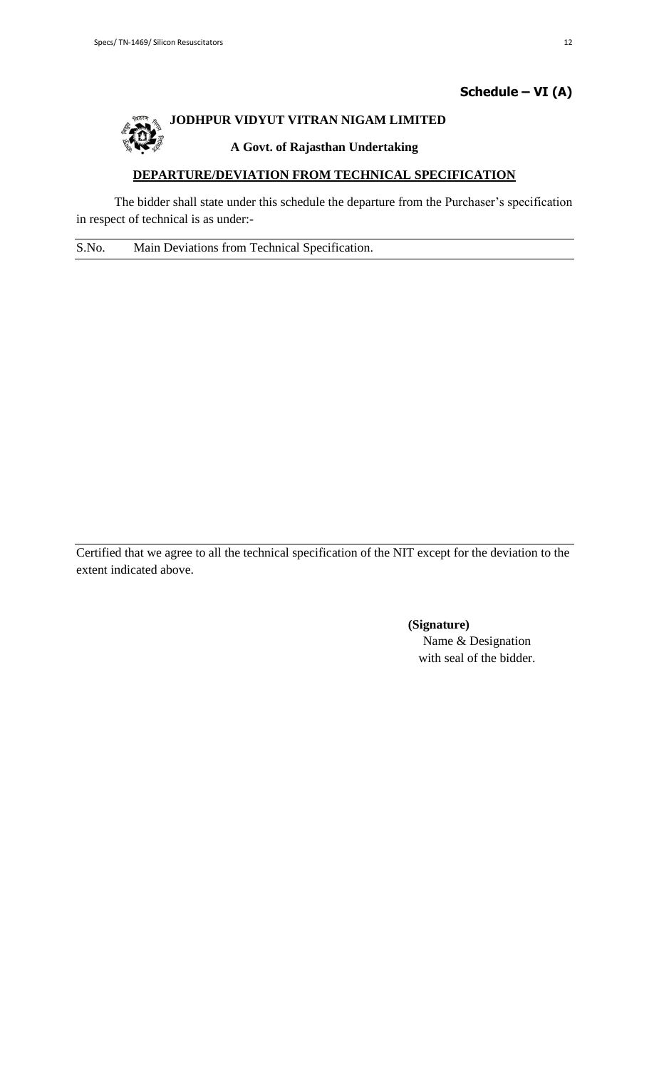**Schedule – VI (A)**

**JODHPUR VIDYUT VITRAN NIGAM LIMITED**

**A Govt. of Rajasthan Undertaking**

**DEPARTURE/DEVIATION FROM TECHNICAL SPECIFICATION**

The bidder shall state under this schedule the departure from the Purchaser's specification in respect of technical is as under:-

| S.No. | Main Deviations from Technical Specification. |
|---|---|
| | |

Certified that we agree to all the technical specification of the NIT except for the deviation to the extent indicated above.

**(Signature)**
Name & Designation
with seal of the bidder.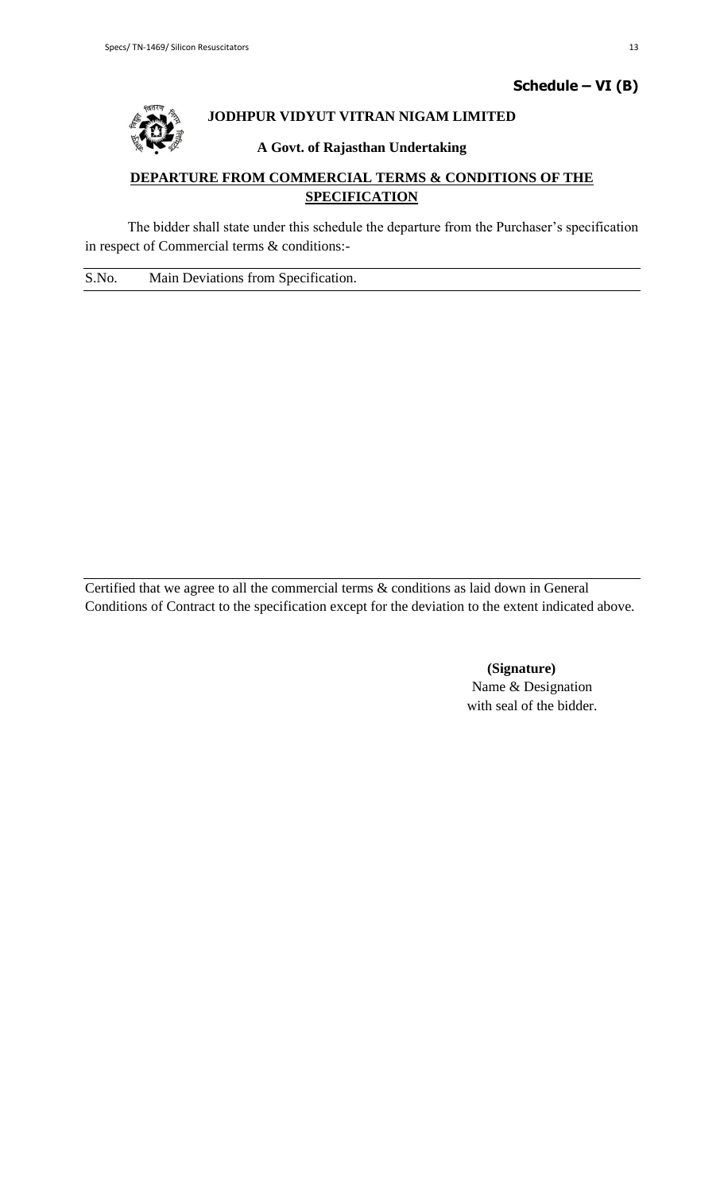**Schedule – VI (B)**

**JODHPUR VIDYUT VITRAN NIGAM LIMITED**

**A Govt. of Rajasthan Undertaking**

## DEPARTURE FROM COMMERCIAL TERMS & CONDITIONS OF THE SPECIFICATION

The bidder shall state under this schedule the departure from the Purchaser's specification in respect of Commercial terms & conditions:-

| S.No. | Main Deviations from Specification. |
|---|---|
| | |

Certified that we agree to all the commercial terms & conditions as laid down in General Conditions of Contract to the specification except for the deviation to the extent indicated above.

**(Signature)**
Name & Designation
with seal of the bidder.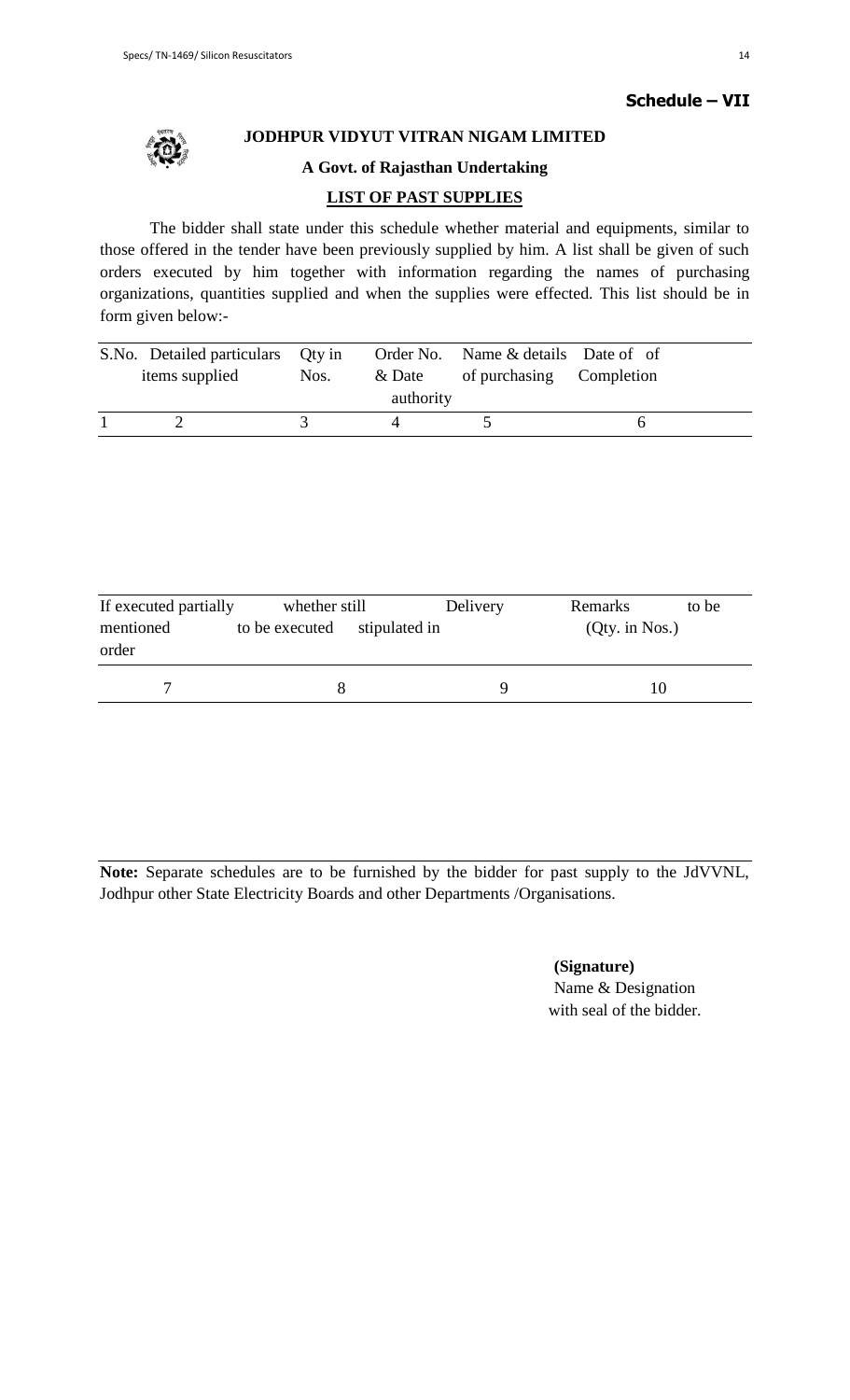**Schedule – VII**

**JODHPUR VIDYUT VITRAN NIGAM LIMITED**

**A Govt. of Rajasthan Undertaking**

**LIST OF PAST SUPPLIES**

The bidder shall state under this schedule whether material and equipments, similar to those offered in the tender have been previously supplied by him. A list shall be given of such orders executed by him together with information regarding the names of purchasing organizations, quantities supplied and when the supplies were effected. This list should be in form given below:-

| S.No. | Detailed particulars items supplied | Qty in Nos. | Order No. & Date authority | Name & details of purchasing | Date of of Completion |
|---|---|---|---|---|---|
| 1 | 2 | 3 | 4 | 5 | 6 |

| If executed partially mentioned order | whether still to be executed | stipulated in Delivery | Remarks to be (Qty. in Nos.) |
|---|---|---|---|
| 7 | 8 | 9 | 10 |

**Note:** Separate schedules are to be furnished by the bidder for past supply to the JdVVNL, Jodhpur other State Electricity Boards and other Departments /Organisations.

**(Signature)**
Name & Designation
with seal of the bidder.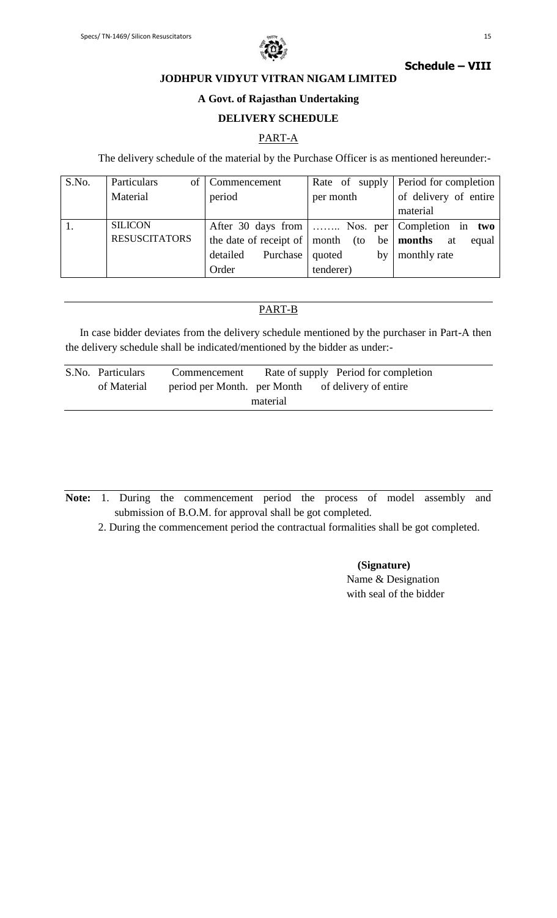**Schedule – VIII**

**JODHPUR VIDYUT VITRAN NIGAM LIMITED**

**A Govt. of Rajasthan Undertaking**

**DELIVERY SCHEDULE**

## PART-A

The delivery schedule of the material by the Purchase Officer is as mentioned hereunder:-

| S.No. | Particulars of Material | Commencement period | Rate of supply per month | Period for completion of delivery of entire material |
|---|---|---|---|---|
| 1. | SILICON RESUSCITATORS | After 30 days from the date of receipt of detailed Purchase Order | …….. Nos. per month (to be quoted by tenderer) | Completion in **two months** at equal monthly rate |

## PART-B

In case bidder deviates from the delivery schedule mentioned by the purchaser in Part-A then the delivery schedule shall be indicated/mentioned by the bidder as under:-

| S.No. | Particulars of Material | Commencement period per Month. | Rate of supply per Month | Period for completion of delivery of entire material |
|---|---|---|---|---|
| | | | | |

**Note:** 1. During the commencement period the process of model assembly and submission of B.O.M. for approval shall be got completed.

2. During the commencement period the contractual formalities shall be got completed.

**(Signature)**
Name & Designation
with seal of the bidder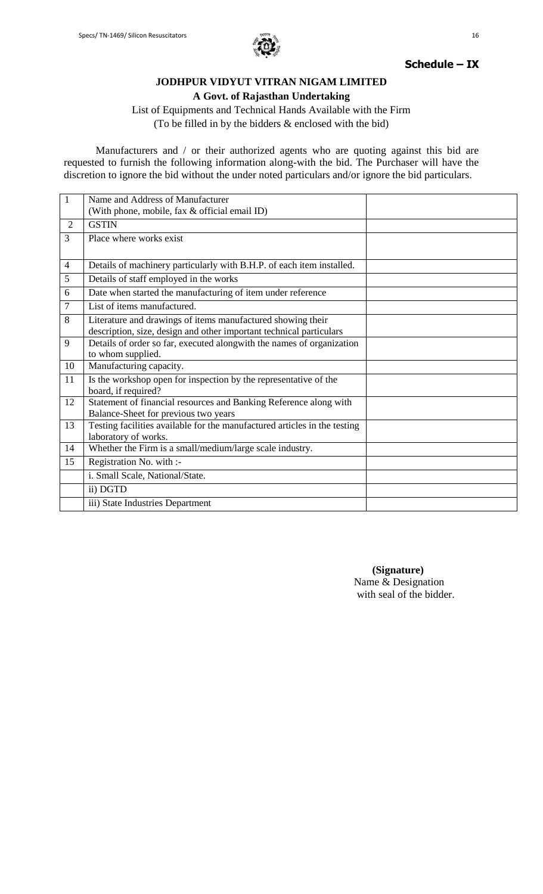**Schedule – IX**

## JODHPUR VIDYUT VITRAN NIGAM LIMITED

### A Govt. of Rajasthan Undertaking

List of Equipments and Technical Hands Available with the Firm
(To be filled in by the bidders & enclosed with the bid)

Manufacturers and / or their authorized agents who are quoting against this bid are requested to furnish the following information along-with the bid. The Purchaser will have the discretion to ignore the bid without the under noted particulars and/or ignore the bid particulars.

| | | |
|---|---|---|
| 1 | Name and Address of Manufacturer (With phone, mobile, fax & official email ID) | |
| 2 | GSTIN | |
| 3 | Place where works exist | |
| 4 | Details of machinery particularly with B.H.P. of each item installed. | |
| 5 | Details of staff employed in the works | |
| 6 | Date when started the manufacturing of item under reference | |
| 7 | List of items manufactured. | |
| 8 | Literature and drawings of items manufactured showing their description, size, design and other important technical particulars | |
| 9 | Details of order so far, executed alongwith the names of organization to whom supplied. | |
| 10 | Manufacturing capacity. | |
| 11 | Is the workshop open for inspection by the representative of the board, if required? | |
| 12 | Statement of financial resources and Banking Reference along with Balance-Sheet for previous two years | |
| 13 | Testing facilities available for the manufactured articles in the testing laboratory of works. | |
| 14 | Whether the Firm is a small/medium/large scale industry. | |
| 15 | Registration No. with :- | |
| | i. Small Scale, National/State. | |
| | ii) DGTD | |
| | iii) State Industries Department | |

**(Signature)**
Name & Designation
with seal of the bidder.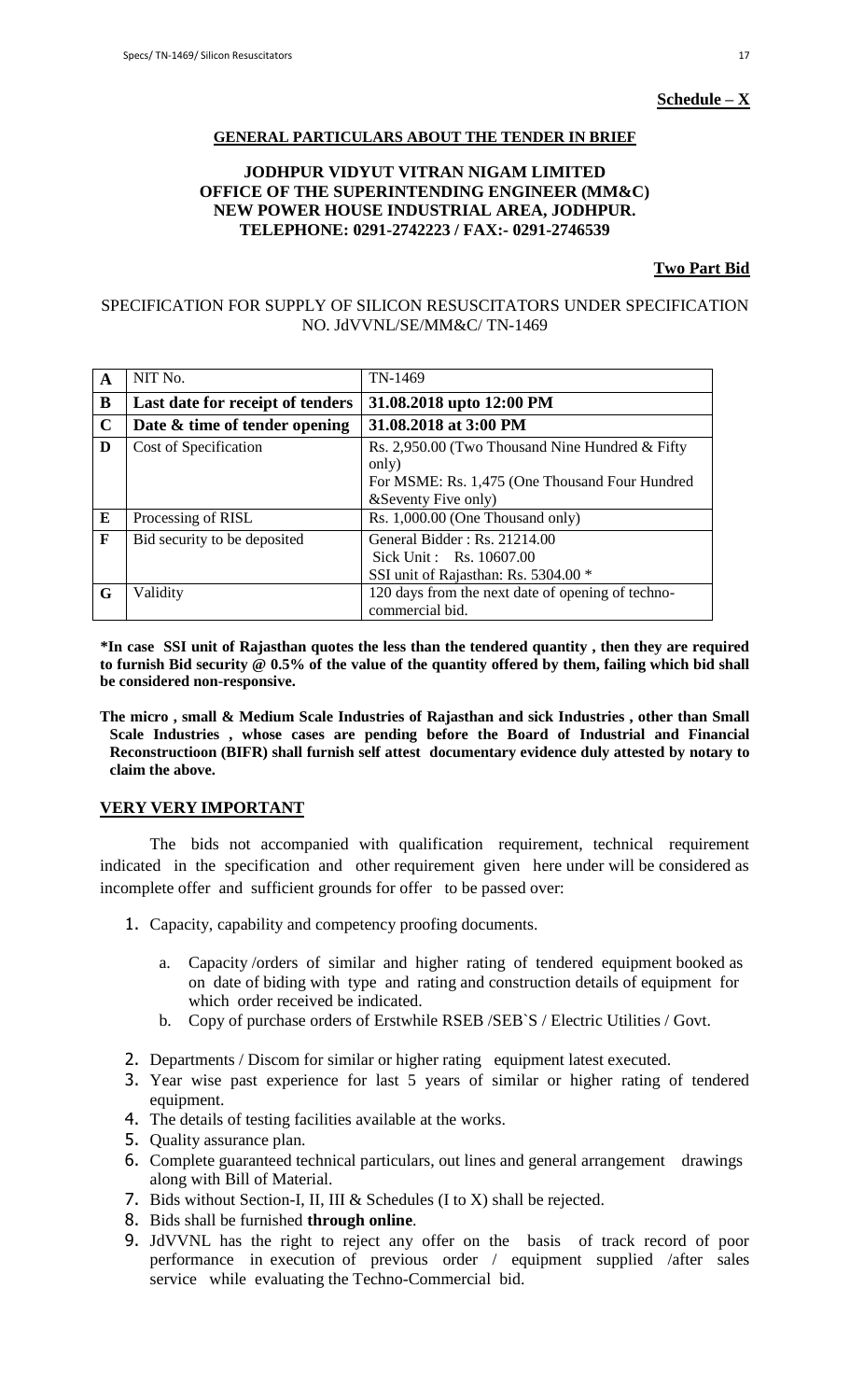**Schedule – X**

**GENERAL PARTICULARS ABOUT THE TENDER IN BRIEF**

**JODHPUR VIDYUT VITRAN NIGAM LIMITED**
**OFFICE OF THE SUPERINTENDING ENGINEER (MM&C)**
**NEW POWER HOUSE INDUSTRIAL AREA, JODHPUR.**
**TELEPHONE: 0291-2742223 / FAX:- 0291-2746539**

**Two Part Bid**

SPECIFICATION FOR SUPPLY OF SILICON RESUSCITATORS UNDER SPECIFICATION NO. JdVVNL/SE/MM&C/ TN-1469

| | | |
|---|---|---|
| **A** | NIT No. | TN-1469 |
| **B** | **Last date for receipt of tenders** | **31.08.2018 upto 12:00 PM** |
| **C** | **Date & time of tender opening** | **31.08.2018 at 3:00 PM** |
| **D** | Cost of Specification | Rs. 2,950.00 (Two Thousand Nine Hundred & Fifty only)<br>For MSME: Rs. 1,475 (One Thousand Four Hundred &Seventy Five only) |
| **E** | Processing of RISL | Rs. 1,000.00 (One Thousand only) |
| **F** | Bid security to be deposited | General Bidder : Rs. 21214.00<br>Sick Unit : Rs. 10607.00<br>SSI unit of Rajasthan: Rs. 5304.00 * |
| **G** | Validity | 120 days from the next date of opening of techno-commercial bid. |

**\*In case SSI unit of Rajasthan quotes the less than the tendered quantity , then they are required to furnish Bid security @ 0.5% of the value of the quantity offered by them, failing which bid shall be considered non-responsive.**

**The micro , small & Medium Scale Industries of Rajasthan and sick Industries , other than Small Scale Industries , whose cases are pending before the Board of Industrial and Financial Reconstructioon (BIFR) shall furnish self attest documentary evidence duly attested by notary to claim the above.**

**VERY VERY IMPORTANT**

The bids not accompanied with qualification requirement, technical requirement indicated in the specification and other requirement given here under will be considered as incomplete offer and sufficient grounds for offer to be passed over:

1. Capacity, capability and competency proofing documents.
   a. Capacity /orders of similar and higher rating of tendered equipment booked as on date of biding with type and rating and construction details of equipment for which order received be indicated.
   b. Copy of purchase orders of Erstwhile RSEB /SEB`S / Electric Utilities / Govt.
2. Departments / Discom for similar or higher rating equipment latest executed.
3. Year wise past experience for last 5 years of similar or higher rating of tendered equipment.
4. The details of testing facilities available at the works.
5. Quality assurance plan.
6. Complete guaranteed technical particulars, out lines and general arrangement drawings along with Bill of Material.
7. Bids without Section-I, II, III & Schedules (I to X) shall be rejected.
8. Bids shall be furnished **through online**.
9. JdVVNL has the right to reject any offer on the basis of track record of poor performance in execution of previous order / equipment supplied /after sales service while evaluating the Techno-Commercial bid.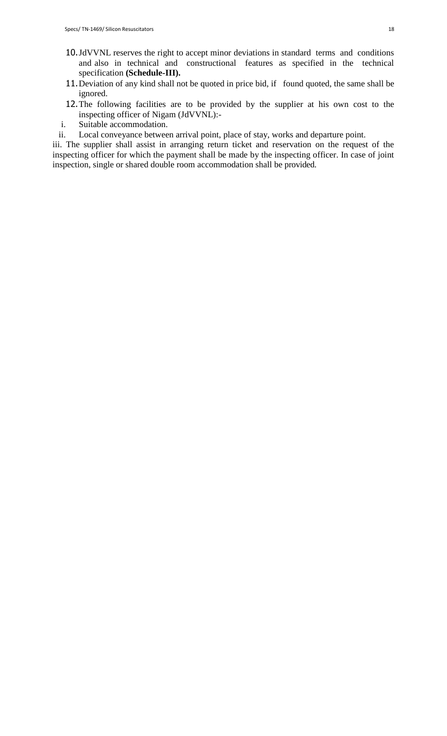10. JdVVNL reserves the right to accept minor deviations in standard terms and conditions and also in technical and constructional features as specified in the technical specification **(Schedule-III).**
11. Deviation of any kind shall not be quoted in price bid, if found quoted, the same shall be ignored.
12. The following facilities are to be provided by the supplier at his own cost to the inspecting officer of Nigam (JdVVNL):-

i. Suitable accommodation.

ii. Local conveyance between arrival point, place of stay, works and departure point.

iii. The supplier shall assist in arranging return ticket and reservation on the request of the inspecting officer for which the payment shall be made by the inspecting officer. In case of joint inspection, single or shared double room accommodation shall be provided.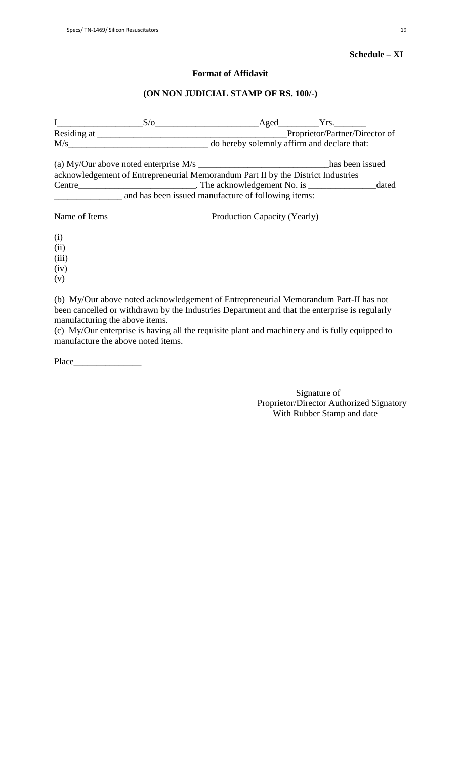**Schedule – XI**

**Format of Affidavit**

**(ON NON JUDICIAL STAMP OF RS. 100/-)**

I___________________S/o_______________________Aged_________Yrs._______ Residing at _________________________________________Proprietor/Partner/Director of M/s_______________________________ do hereby solemnly affirm and declare that:

(a) My/Our above noted enterprise M/s _____________________________has been issued acknowledgement of Entrepreneurial Memorandum Part II by the District Industries Centre__________________________. The acknowledgement No. is _______________dated _______________ and has been issued manufacture of following items:

Name of Items Production Capacity (Yearly)

(i)
(ii)
(iii)
(iv)
(v)

(b) My/Our above noted acknowledgement of Entrepreneurial Memorandum Part-II has not been cancelled or withdrawn by the Industries Department and that the enterprise is regularly manufacturing the above items.
(c) My/Our enterprise is having all the requisite plant and machinery and is fully equipped to manufacture the above noted items.

Place_______________

Signature of
Proprietor/Director Authorized Signatory
With Rubber Stamp and date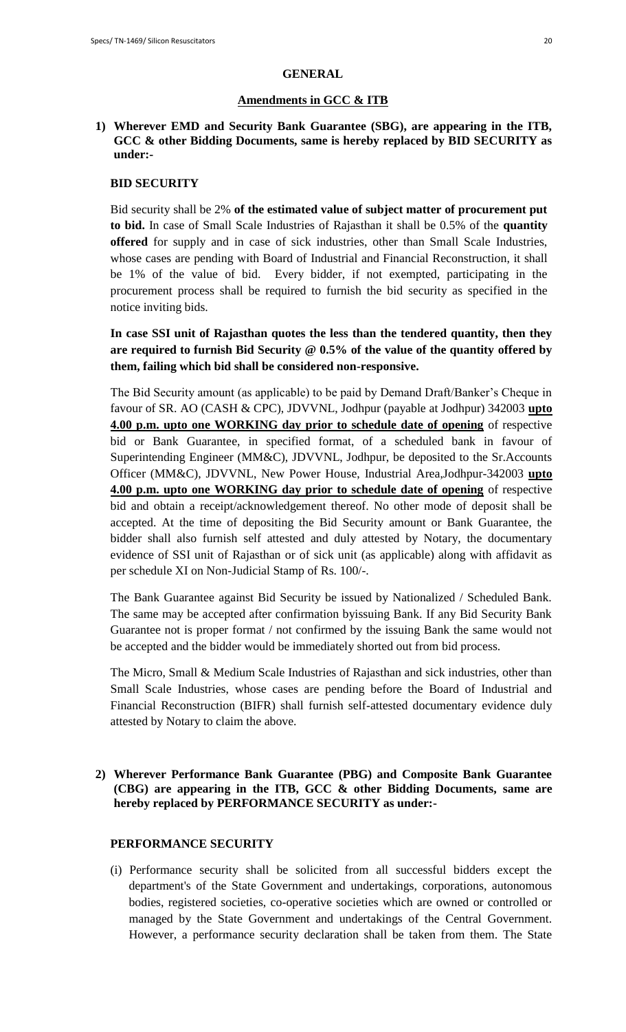## GENERAL

### Amendments in GCC & ITB

**1) Wherever EMD and Security Bank Guarantee (SBG), are appearing in the ITB, GCC & other Bidding Documents, same is hereby replaced by BID SECURITY as under:-**

**BID SECURITY**

Bid security shall be 2% **of the estimated value of subject matter of procurement put to bid.** In case of Small Scale Industries of Rajasthan it shall be 0.5% of the **quantity offered** for supply and in case of sick industries, other than Small Scale Industries, whose cases are pending with Board of Industrial and Financial Reconstruction, it shall be 1% of the value of bid. Every bidder, if not exempted, participating in the procurement process shall be required to furnish the bid security as specified in the notice inviting bids.

**In case SSI unit of Rajasthan quotes the less than the tendered quantity, then they are required to furnish Bid Security @ 0.5% of the value of the quantity offered by them, failing which bid shall be considered non-responsive.**

The Bid Security amount (as applicable) to be paid by Demand Draft/Banker's Cheque in favour of SR. AO (CASH & CPC), JDVVNL, Jodhpur (payable at Jodhpur) 342003 **upto 4.00 p.m. upto one WORKING day prior to schedule date of opening** of respective bid or Bank Guarantee, in specified format, of a scheduled bank in favour of Superintending Engineer (MM&C), JDVVNL, Jodhpur, be deposited to the Sr.Accounts Officer (MM&C), JDVVNL, New Power House, Industrial Area,Jodhpur-342003 **upto 4.00 p.m. upto one WORKING day prior to schedule date of opening** of respective bid and obtain a receipt/acknowledgement thereof. No other mode of deposit shall be accepted. At the time of depositing the Bid Security amount or Bank Guarantee, the bidder shall also furnish self attested and duly attested by Notary, the documentary evidence of SSI unit of Rajasthan or of sick unit (as applicable) along with affidavit as per schedule XI on Non-Judicial Stamp of Rs. 100/-.

The Bank Guarantee against Bid Security be issued by Nationalized / Scheduled Bank. The same may be accepted after confirmation byissuing Bank. If any Bid Security Bank Guarantee not is proper format / not confirmed by the issuing Bank the same would not be accepted and the bidder would be immediately shorted out from bid process.

The Micro, Small & Medium Scale Industries of Rajasthan and sick industries, other than Small Scale Industries, whose cases are pending before the Board of Industrial and Financial Reconstruction (BIFR) shall furnish self-attested documentary evidence duly attested by Notary to claim the above.

**2) Wherever Performance Bank Guarantee (PBG) and Composite Bank Guarantee (CBG) are appearing in the ITB, GCC & other Bidding Documents, same are hereby replaced by PERFORMANCE SECURITY as under:-**

**PERFORMANCE SECURITY**

(i) Performance security shall be solicited from all successful bidders except the department's of the State Government and undertakings, corporations, autonomous bodies, registered societies, co-operative societies which are owned or controlled or managed by the State Government and undertakings of the Central Government. However, a performance security declaration shall be taken from them. The State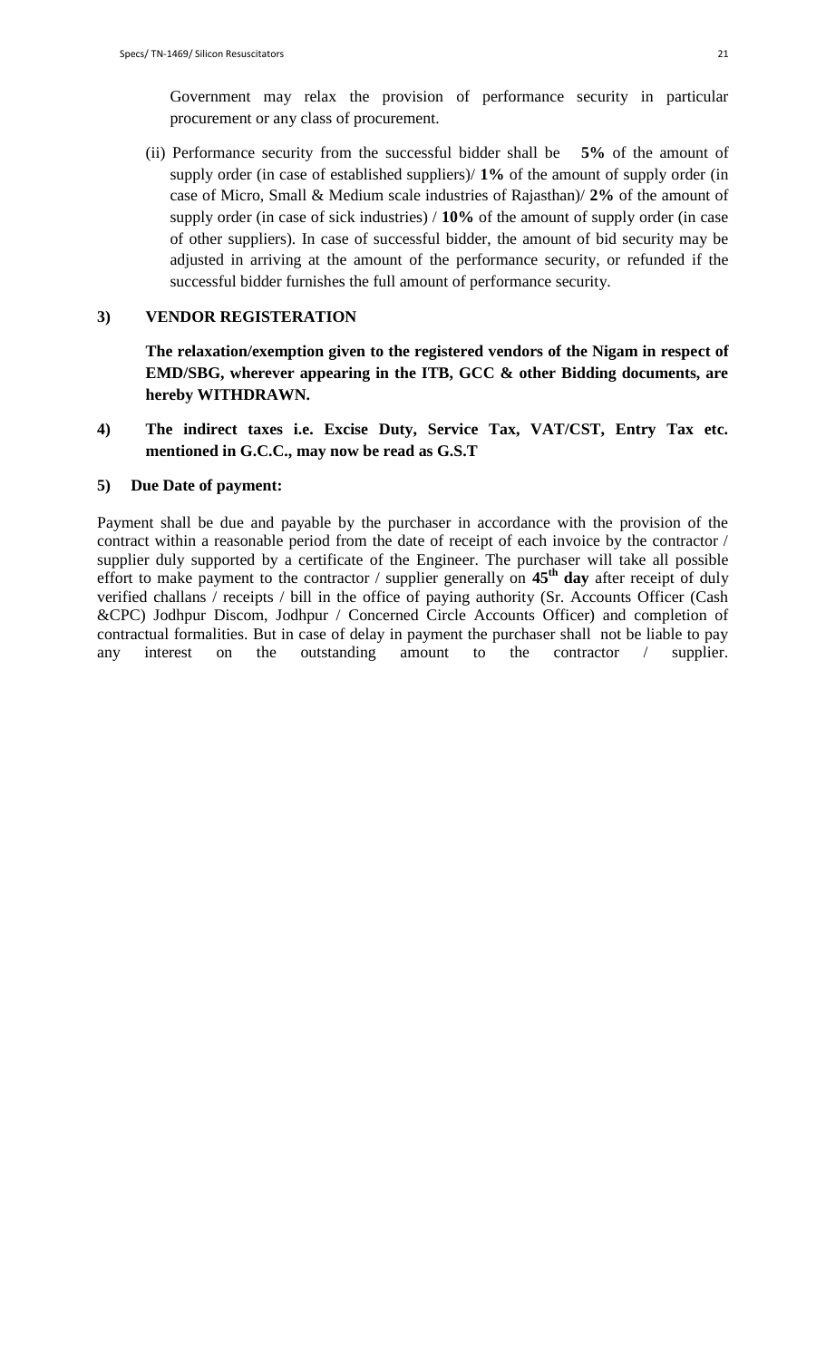Government may relax the provision of performance security in particular procurement or any class of procurement.

(ii) Performance security from the successful bidder shall be **5%** of the amount of supply order (in case of established suppliers)/ **1%** of the amount of supply order (in case of Micro, Small & Medium scale industries of Rajasthan)/ **2%** of the amount of supply order (in case of sick industries) / **10%** of the amount of supply order (in case of other suppliers). In case of successful bidder, the amount of bid security may be adjusted in arriving at the amount of the performance security, or refunded if the successful bidder furnishes the full amount of performance security.

### 3) VENDOR REGISTERATION

**The relaxation/exemption given to the registered vendors of the Nigam in respect of EMD/SBG, wherever appearing in the ITB, GCC & other Bidding documents, are hereby WITHDRAWN.**

**4) The indirect taxes i.e. Excise Duty, Service Tax, VAT/CST, Entry Tax etc. mentioned in G.C.C., may now be read as G.S.T**

### 5) Due Date of payment:

Payment shall be due and payable by the purchaser in accordance with the provision of the contract within a reasonable period from the date of receipt of each invoice by the contractor / supplier duly supported by a certificate of the Engineer. The purchaser will take all possible effort to make payment to the contractor / supplier generally on **45th day** after receipt of duly verified challans / receipts / bill in the office of paying authority (Sr. Accounts Officer (Cash &CPC) Jodhpur Discom, Jodhpur / Concerned Circle Accounts Officer) and completion of contractual formalities. But in case of delay in payment the purchaser shall not be liable to pay any interest on the outstanding amount to the contractor / supplier.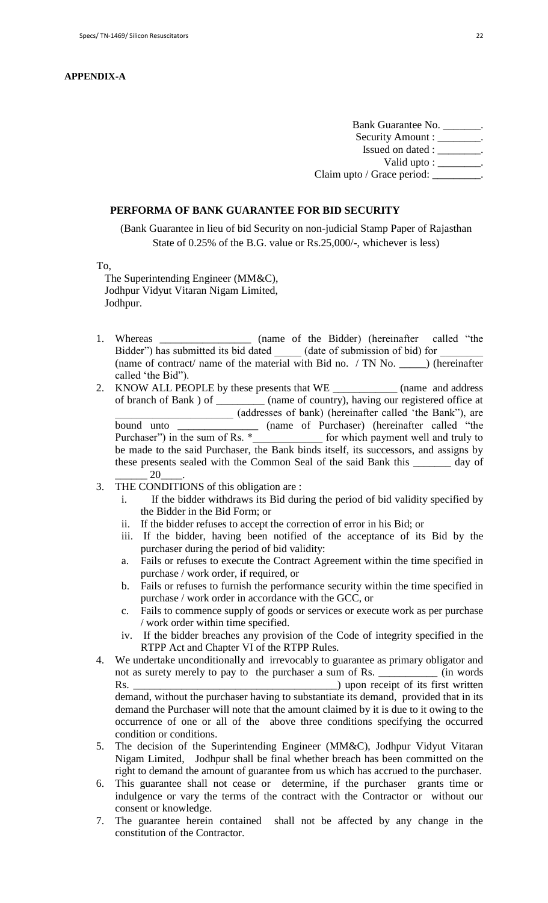**APPENDIX-A**

Bank Guarantee No. _______.
Security Amount : ________.
Issued on dated : ________.
Valid upto : ________.
Claim upto / Grace period: _________.

**PERFORMA OF BANK GUARANTEE FOR BID SECURITY**

(Bank Guarantee in lieu of bid Security on non-judicial Stamp Paper of Rajasthan State of 0.25% of the B.G. value or Rs.25,000/-, whichever is less)

To,
The Superintending Engineer (MM&C),
Jodhpur Vidyut Vitaran Nigam Limited,
Jodhpur.

1. Whereas _________________ (name of the Bidder) (hereinafter called "the Bidder") has submitted its bid dated _____ (date of submission of bid) for ________ (name of contract/ name of the material with Bid no. / TN No. _____) (hereinafter called 'the Bid").
2. KNOW ALL PEOPLE by these presents that WE ____________ (name and address of branch of Bank ) of _________ (name of country), having our registered office at ______________________ (addresses of bank) (hereinafter called 'the Bank"), are bound unto _______________ (name of Purchaser) (hereinafter called "the Purchaser") in the sum of Rs. *_____________ for which payment well and truly to be made to the said Purchaser, the Bank binds itself, its successors, and assigns by these presents sealed with the Common Seal of the said Bank this _______ day of ______ 20____.
3. THE CONDITIONS of this obligation are :
   i. If the bidder withdraws its Bid during the period of bid validity specified by the Bidder in the Bid Form; or
   ii. If the bidder refuses to accept the correction of error in his Bid; or
   iii. If the bidder, having been notified of the acceptance of its Bid by the purchaser during the period of bid validity:
   a. Fails or refuses to execute the Contract Agreement within the time specified in purchase / work order, if required, or
   b. Fails or refuses to furnish the performance security within the time specified in purchase / work order in accordance with the GCC, or
   c. Fails to commence supply of goods or services or execute work as per purchase / work order within time specified.
   iv. If the bidder breaches any provision of the Code of integrity specified in the RTPP Act and Chapter VI of the RTPP Rules.
4. We undertake unconditionally and irrevocably to guarantee as primary obligator and not as surety merely to pay to the purchaser a sum of Rs. ___________ (in words Rs. ______________________________________) upon receipt of its first written demand, without the purchaser having to substantiate its demand, provided that in its demand the Purchaser will note that the amount claimed by it is due to it owing to the occurrence of one or all of the above three conditions specifying the occurred condition or conditions.
5. The decision of the Superintending Engineer (MM&C), Jodhpur Vidyut Vitaran Nigam Limited, Jodhpur shall be final whether breach has been committed on the right to demand the amount of guarantee from us which has accrued to the purchaser.
6. This guarantee shall not cease or determine, if the purchaser grants time or indulgence or vary the terms of the contract with the Contractor or without our consent or knowledge.
7. The guarantee herein contained shall not be affected by any change in the constitution of the Contractor.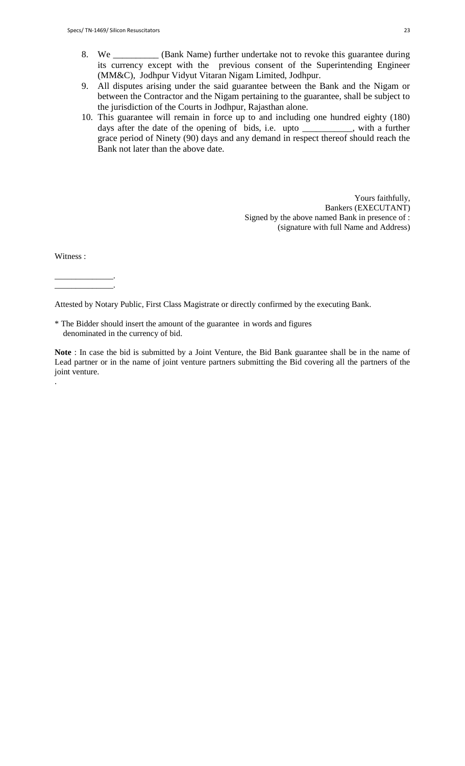8. We __________ (Bank Name) further undertake not to revoke this guarantee during its currency except with the previous consent of the Superintending Engineer (MM&C), Jodhpur Vidyut Vitaran Nigam Limited, Jodhpur.
9. All disputes arising under the said guarantee between the Bank and the Nigam or between the Contractor and the Nigam pertaining to the guarantee, shall be subject to the jurisdiction of the Courts in Jodhpur, Rajasthan alone.
10. This guarantee will remain in force up to and including one hundred eighty (180) days after the date of the opening of bids, i.e. upto ___________, with a further grace period of Ninety (90) days and any demand in respect thereof should reach the Bank not later than the above date.

Yours faithfully,
Bankers (EXECUTANT)
Signed by the above named Bank in presence of :
(signature with full Name and Address)

Witness :

______________.
______________.

Attested by Notary Public, First Class Magistrate or directly confirmed by the executing Bank.

* The Bidder should insert the amount of the guarantee in words and figures denominated in the currency of bid.

**Note** : In case the bid is submitted by a Joint Venture, the Bid Bank guarantee shall be in the name of Lead partner or in the name of joint venture partners submitting the Bid covering all the partners of the joint venture.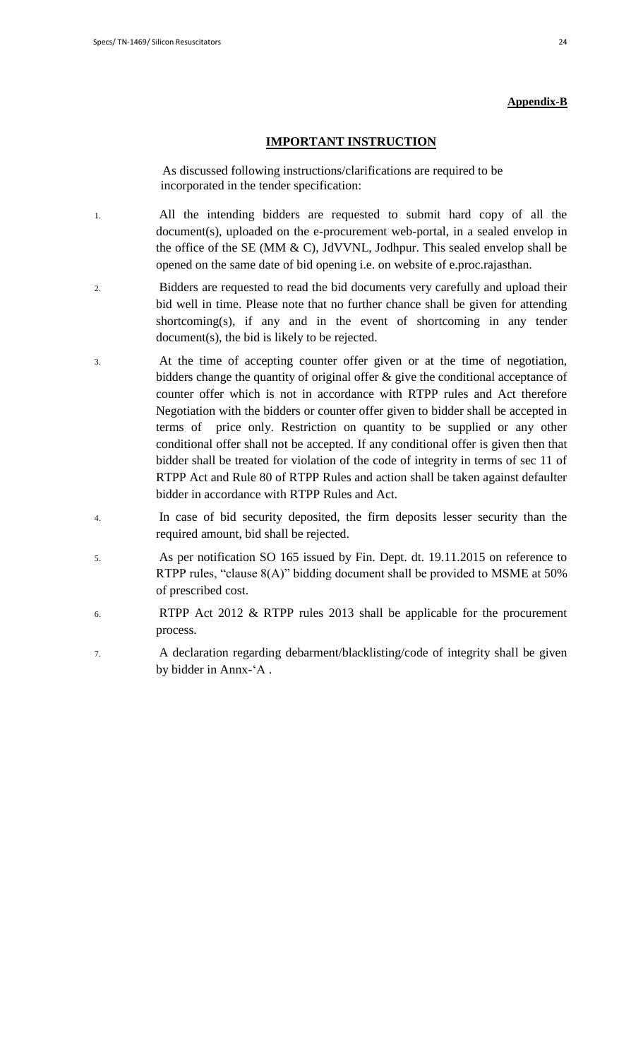**Appendix-B**

## IMPORTANT INSTRUCTION

As discussed following instructions/clarifications are required to be incorporated in the tender specification:

1. All the intending bidders are requested to submit hard copy of all the document(s), uploaded on the e-procurement web-portal, in a sealed envelop in the office of the SE (MM & C), JdVVNL, Jodhpur. This sealed envelop shall be opened on the same date of bid opening i.e. on website of e.proc.rajasthan.

2. Bidders are requested to read the bid documents very carefully and upload their bid well in time. Please note that no further chance shall be given for attending shortcoming(s), if any and in the event of shortcoming in any tender document(s), the bid is likely to be rejected.

3. At the time of accepting counter offer given or at the time of negotiation, bidders change the quantity of original offer & give the conditional acceptance of counter offer which is not in accordance with RTPP rules and Act therefore Negotiation with the bidders or counter offer given to bidder shall be accepted in terms of price only. Restriction on quantity to be supplied or any other conditional offer shall not be accepted. If any conditional offer is given then that bidder shall be treated for violation of the code of integrity in terms of sec 11 of RTPP Act and Rule 80 of RTPP Rules and action shall be taken against defaulter bidder in accordance with RTPP Rules and Act.

4. In case of bid security deposited, the firm deposits lesser security than the required amount, bid shall be rejected.

5. As per notification SO 165 issued by Fin. Dept. dt. 19.11.2015 on reference to RTPP rules, "clause 8(A)" bidding document shall be provided to MSME at 50% of prescribed cost.

6. RTPP Act 2012 & RTPP rules 2013 shall be applicable for the procurement process.

7. A declaration regarding debarment/blacklisting/code of integrity shall be given by bidder in Annx-'A .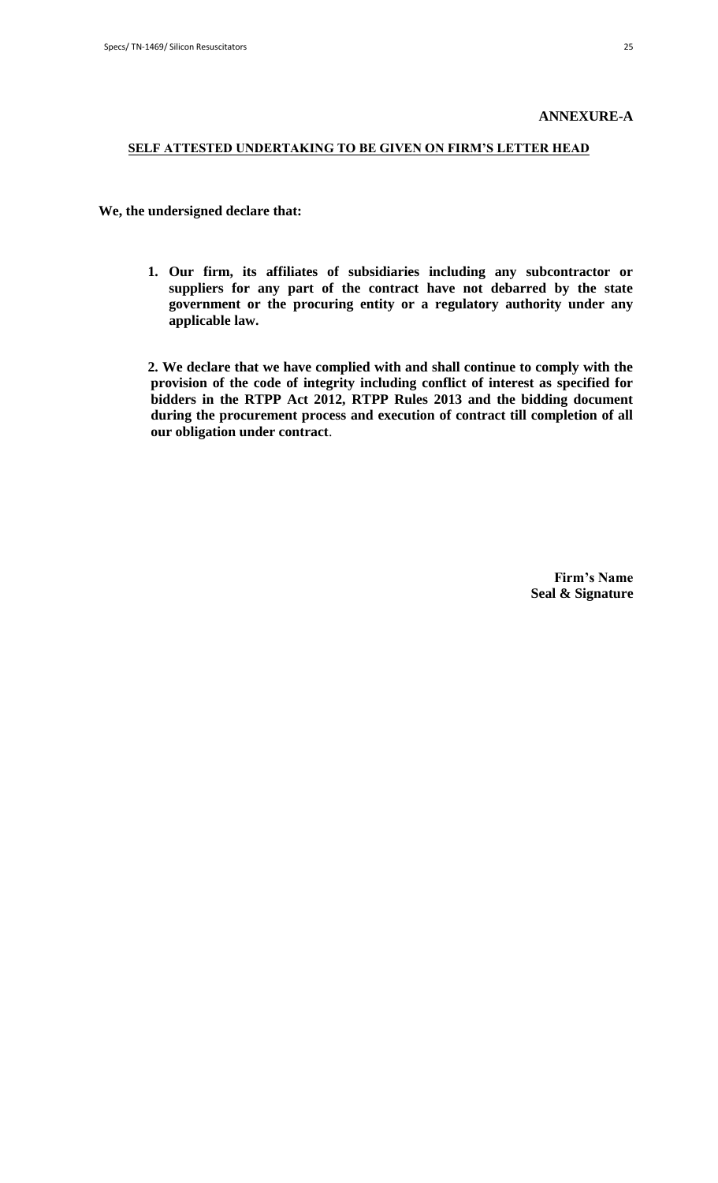**ANNEXURE-A**

**SELF ATTESTED UNDERTAKING TO BE GIVEN ON FIRM'S LETTER HEAD**

**We, the undersigned declare that:**

1. **Our firm, its affiliates of subsidiaries including any subcontractor or suppliers for any part of the contract have not debarred by the state government or the procuring entity or a regulatory authority under any applicable law.**

2. **We declare that we have complied with and shall continue to comply with the provision of the code of integrity including conflict of interest as specified for bidders in the RTPP Act 2012, RTPP Rules 2013 and the bidding document during the procurement process and execution of contract till completion of all our obligation under contract**.

**Firm's Name**
**Seal & Signature**